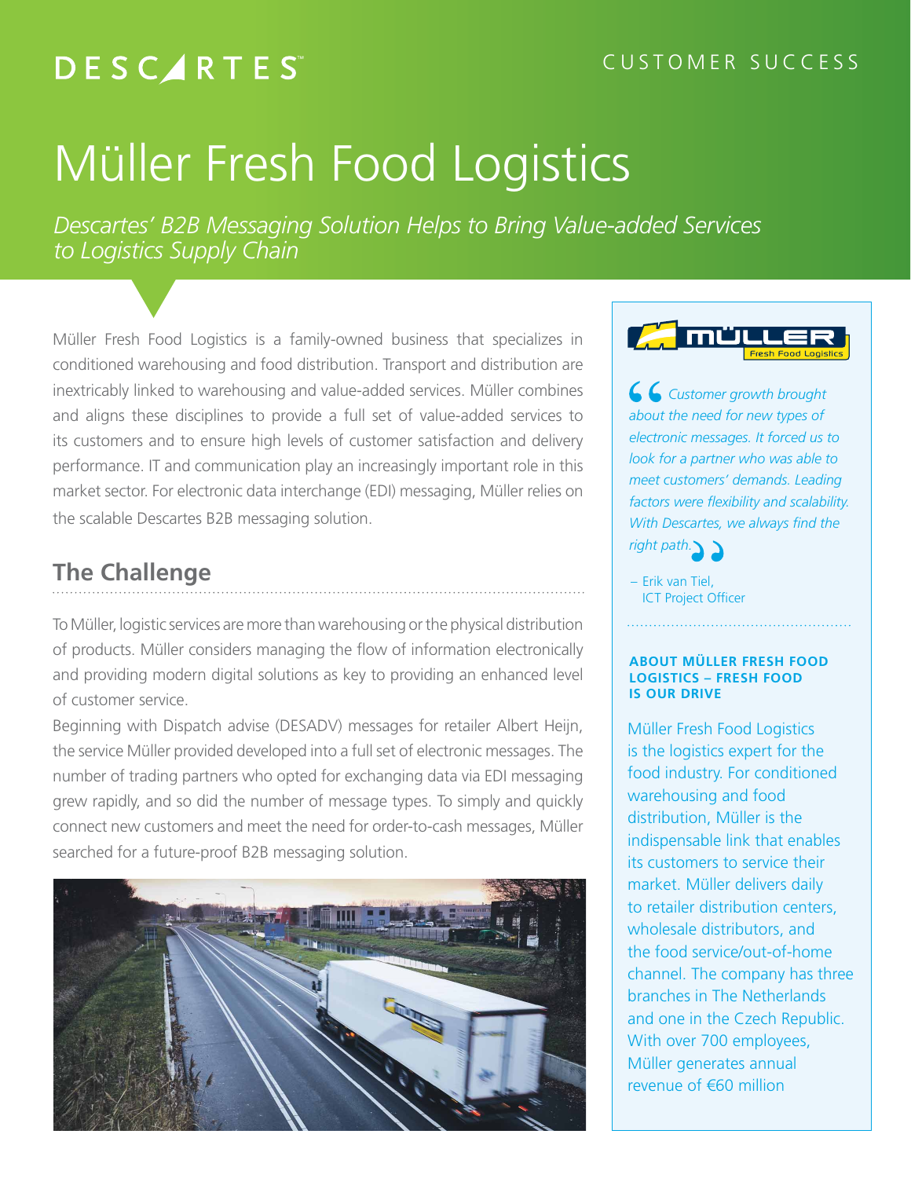DESCARTES

CUSTOMER SUCCESS

# Müller Fresh Food Logistics

*Descartes' B2B Messaging Solution Helps to Bring Value-added Services to Logistics Supply Chain*

Müller Fresh Food Logistics is a family-owned business that specializes in conditioned warehousing and food distribution. Transport and distribution are inextricably linked to warehousing and value-added services. Müller combines and aligns these disciplines to provide a full set of value-added services to its customers and to ensure high levels of customer satisfaction and delivery performance. IT and communication play an increasingly important role in this market sector. For electronic data interchange (EDI) messaging, Müller relies on the scalable Descartes B2B messaging solution.

## The Challenge

To Müller, logistic services are more than warehousing or the physical distribution of products. Müller considers managing the flow of information electronically and providing modern digital solutions as key to providing an enhanced level of customer service.

Beginning with Dispatch advise (DESADV) messages for retailer Albert Heijn, the service Müller provided developed into a full set of electronic messages. The number of trading partners who opted for exchanging data via EDI messaging grew rapidly, and so did the number of message types. To simply and quickly connect new customers and meet the need for order-to-cash messages, Müller searched for a future-proof B2B messaging solution.

> *"Customer growth brought about the need for new types of electronic messages. It forced us to look for a partner who was able to meet customers' demands. Leading factors were flexibility and scalability. With Descartes, we always find the right path."*
>
> – Erik van Tiel, ICT Project Officer

### ABOUT MÜLLER FRESH FOOD LOGISTICS – FRESH FOOD IS OUR DRIVE

Müller Fresh Food Logistics is the logistics expert for the food industry. For conditioned warehousing and food distribution, Müller is the indispensable link that enables its customers to service their market. Müller delivers daily to retailer distribution centers, wholesale distributors, and the food service/out-of-home channel. The company has three branches in The Netherlands and one in the Czech Republic. With over 700 employees, Müller generates annual revenue of €60 million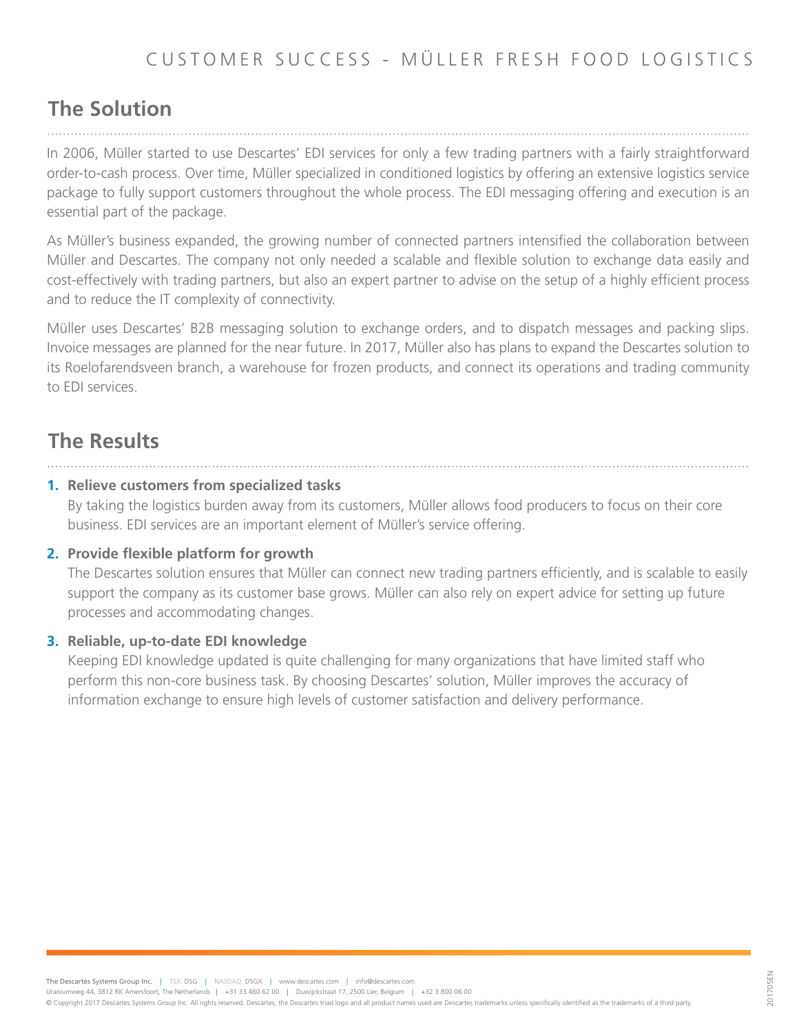## The Solution

In 2006, Müller started to use Descartes' EDI services for only a few trading partners with a fairly straightforward order-to-cash process. Over time, Müller specialized in conditioned logistics by offering an extensive logistics service package to fully support customers throughout the whole process. The EDI messaging offering and execution is an essential part of the package.

As Müller's business expanded, the growing number of connected partners intensified the collaboration between Müller and Descartes. The company not only needed a scalable and flexible solution to exchange data easily and cost-effectively with trading partners, but also an expert partner to advise on the setup of a highly efficient process and to reduce the IT complexity of connectivity.

Müller uses Descartes' B2B messaging solution to exchange orders, and to dispatch messages and packing slips. Invoice messages are planned for the near future. In 2017, Müller also has plans to expand the Descartes solution to its Roelofarendsveen branch, a warehouse for frozen products, and connect its operations and trading community to EDI services.

## The Results

1. **Relieve customers from specialized tasks**
   By taking the logistics burden away from its customers, Müller allows food producers to focus on their core business. EDI services are an important element of Müller's service offering.

2. **Provide flexible platform for growth**
   The Descartes solution ensures that Müller can connect new trading partners efficiently, and is scalable to easily support the company as its customer base grows. Müller can also rely on expert advice for setting up future processes and accommodating changes.

3. **Reliable, up-to-date EDI knowledge**
   Keeping EDI knowledge updated is quite challenging for many organizations that have limited staff who perform this non-core business task. By choosing Descartes' solution, Müller improves the accuracy of information exchange to ensure high levels of customer satisfaction and delivery performance.

The Descartes Systems Group Inc. | TSX: DSG | NASDAQ: DSGX | www.descartes.com | info@descartes.com
Uraniumweg 44, 3812 RK Amersfoort, The Netherlands | +31 33 460 62 00 | Duwijckstraat 17, 2500 Lier, Belgium | +32 3 800 06 00
© Copyright 2017 Descartes Systems Group Inc. All rights reserved. Descartes, the Descartes triad logo and all product names used are Descartes trademarks unless specifically identified as the trademarks of a third party.

201705EN